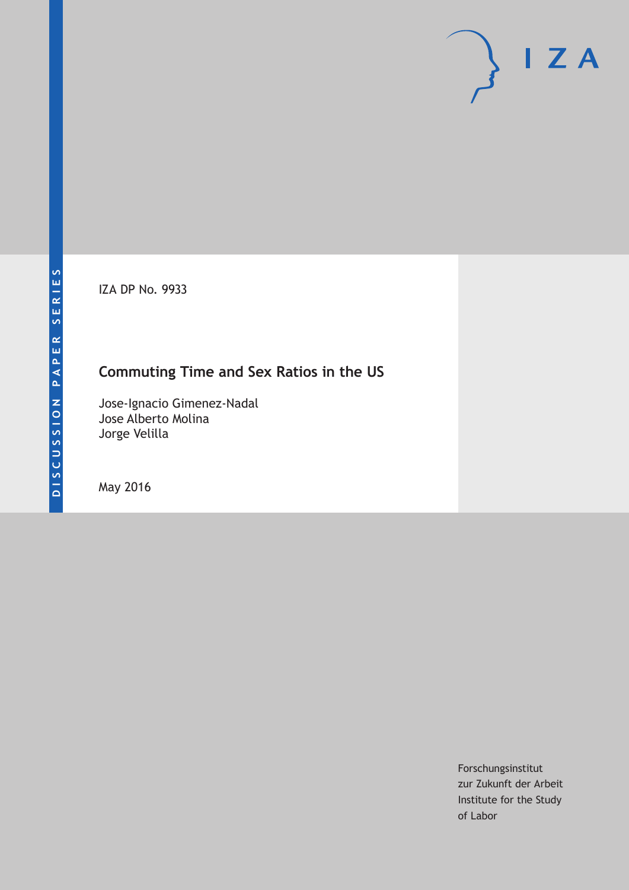DISCUSSION PAPER SERIES

IZA DP No. 9933

# Commuting Time and Sex Ratios in the US

Jose-Ignacio Gimenez-Nadal
Jose Alberto Molina
Jorge Velilla

May 2016

Forschungsinstitut
zur Zukunft der Arbeit
Institute for the Study
of Labor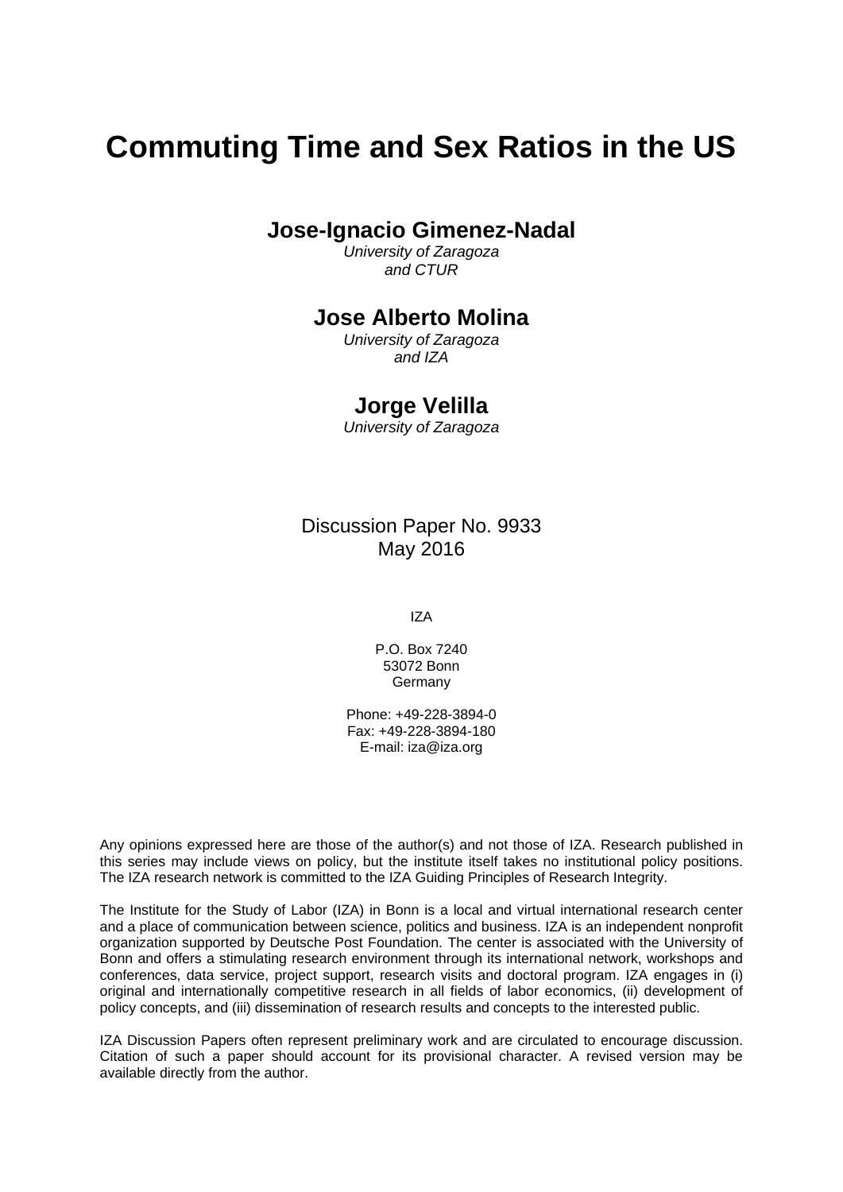# Commuting Time and Sex Ratios in the US

**Jose-Ignacio Gimenez-Nadal**
*University of Zaragoza and CTUR*

**Jose Alberto Molina**
*University of Zaragoza and IZA*

**Jorge Velilla**
*University of Zaragoza*

Discussion Paper No. 9933
May 2016

IZA

P.O. Box 7240
53072 Bonn
Germany

Phone: +49-228-3894-0
Fax: +49-228-3894-180
E-mail: iza@iza.org

Any opinions expressed here are those of the author(s) and not those of IZA. Research published in this series may include views on policy, but the institute itself takes no institutional policy positions. The IZA research network is committed to the IZA Guiding Principles of Research Integrity.

The Institute for the Study of Labor (IZA) in Bonn is a local and virtual international research center and a place of communication between science, politics and business. IZA is an independent nonprofit organization supported by Deutsche Post Foundation. The center is associated with the University of Bonn and offers a stimulating research environment through its international network, workshops and conferences, data service, project support, research visits and doctoral program. IZA engages in (i) original and internationally competitive research in all fields of labor economics, (ii) development of policy concepts, and (iii) dissemination of research results and concepts to the interested public.

IZA Discussion Papers often represent preliminary work and are circulated to encourage discussion. Citation of such a paper should account for its provisional character. A revised version may be available directly from the author.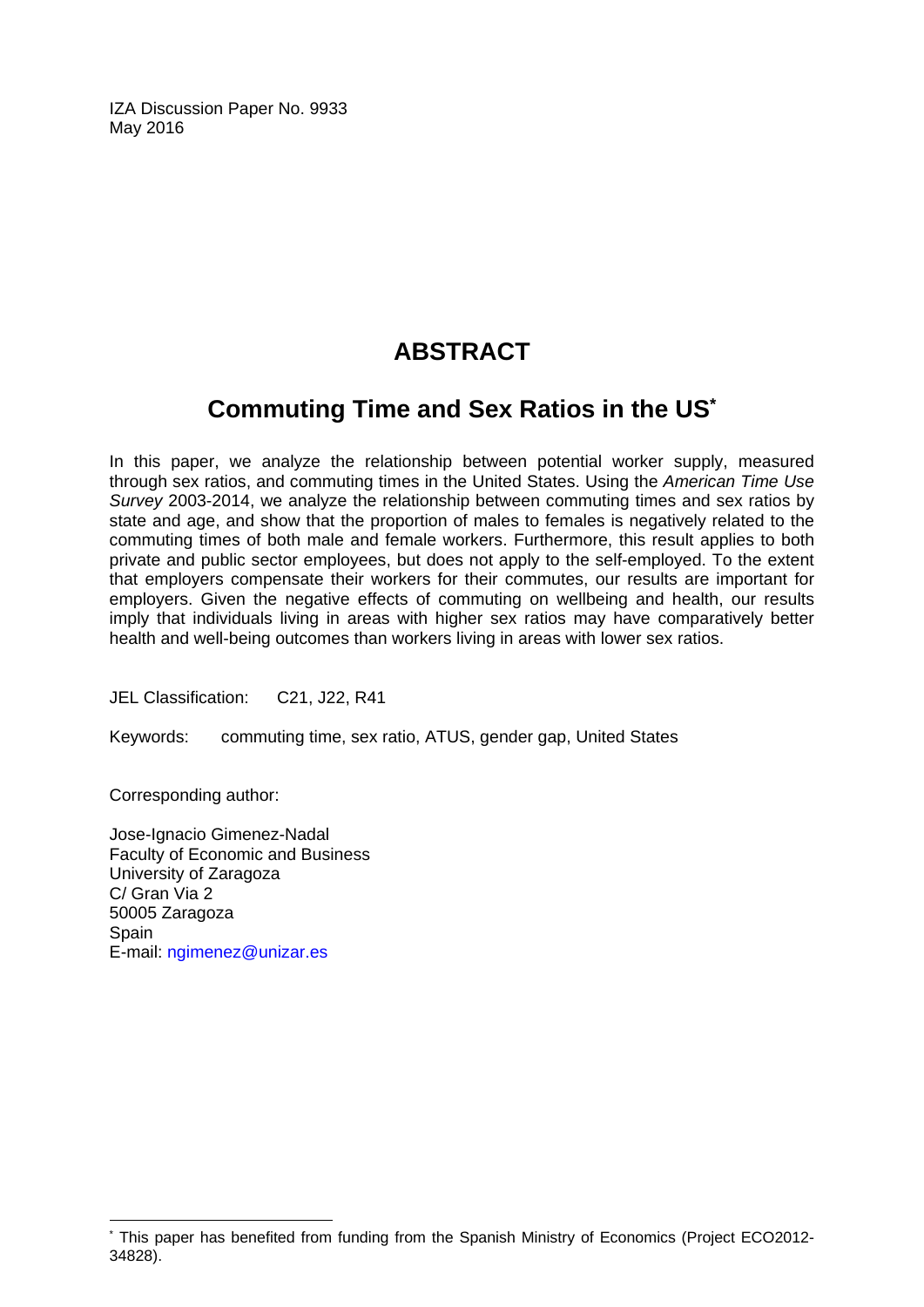IZA Discussion Paper No. 9933
May 2016

# ABSTRACT

## Commuting Time and Sex Ratios in the US[*]

In this paper, we analyze the relationship between potential worker supply, measured through sex ratios, and commuting times in the United States. Using the *American Time Use Survey* 2003-2014, we analyze the relationship between commuting times and sex ratios by state and age, and show that the proportion of males to females is negatively related to the commuting times of both male and female workers. Furthermore, this result applies to both private and public sector employees, but does not apply to the self-employed. To the extent that employers compensate their workers for their commutes, our results are important for employers. Given the negative effects of commuting on wellbeing and health, our results imply that individuals living in areas with higher sex ratios may have comparatively better health and well-being outcomes than workers living in areas with lower sex ratios.

JEL Classification: C21, J22, R41

Keywords: commuting time, sex ratio, ATUS, gender gap, United States

Corresponding author:

Jose-Ignacio Gimenez-Nadal
Faculty of Economic and Business
University of Zaragoza
C/ Gran Via 2
50005 Zaragoza
Spain
E-mail: ngimenez@unizar.es

[*] This paper has benefited from funding from the Spanish Ministry of Economics (Project ECO2012-34828).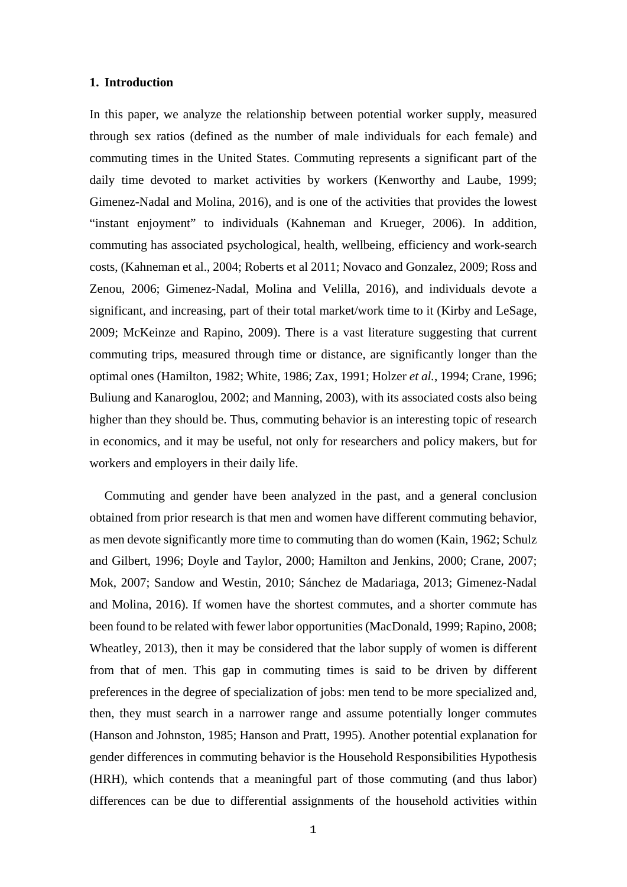## 1. Introduction

In this paper, we analyze the relationship between potential worker supply, measured through sex ratios (defined as the number of male individuals for each female) and commuting times in the United States. Commuting represents a significant part of the daily time devoted to market activities by workers (Kenworthy and Laube, 1999; Gimenez-Nadal and Molina, 2016), and is one of the activities that provides the lowest "instant enjoyment" to individuals (Kahneman and Krueger, 2006). In addition, commuting has associated psychological, health, wellbeing, efficiency and work-search costs, (Kahneman et al., 2004; Roberts et al 2011; Novaco and Gonzalez, 2009; Ross and Zenou, 2006; Gimenez-Nadal, Molina and Velilla, 2016), and individuals devote a significant, and increasing, part of their total market/work time to it (Kirby and LeSage, 2009; McKeinze and Rapino, 2009). There is a vast literature suggesting that current commuting trips, measured through time or distance, are significantly longer than the optimal ones (Hamilton, 1982; White, 1986; Zax, 1991; Holzer *et al.*, 1994; Crane, 1996; Buliung and Kanaroglou, 2002; and Manning, 2003), with its associated costs also being higher than they should be. Thus, commuting behavior is an interesting topic of research in economics, and it may be useful, not only for researchers and policy makers, but for workers and employers in their daily life.

Commuting and gender have been analyzed in the past, and a general conclusion obtained from prior research is that men and women have different commuting behavior, as men devote significantly more time to commuting than do women (Kain, 1962; Schulz and Gilbert, 1996; Doyle and Taylor, 2000; Hamilton and Jenkins, 2000; Crane, 2007; Mok, 2007; Sandow and Westin, 2010; Sánchez de Madariaga, 2013; Gimenez-Nadal and Molina, 2016). If women have the shortest commutes, and a shorter commute has been found to be related with fewer labor opportunities (MacDonald, 1999; Rapino, 2008; Wheatley, 2013), then it may be considered that the labor supply of women is different from that of men. This gap in commuting times is said to be driven by different preferences in the degree of specialization of jobs: men tend to be more specialized and, then, they must search in a narrower range and assume potentially longer commutes (Hanson and Johnston, 1985; Hanson and Pratt, 1995). Another potential explanation for gender differences in commuting behavior is the Household Responsibilities Hypothesis (HRH), which contends that a meaningful part of those commuting (and thus labor) differences can be due to differential assignments of the household activities within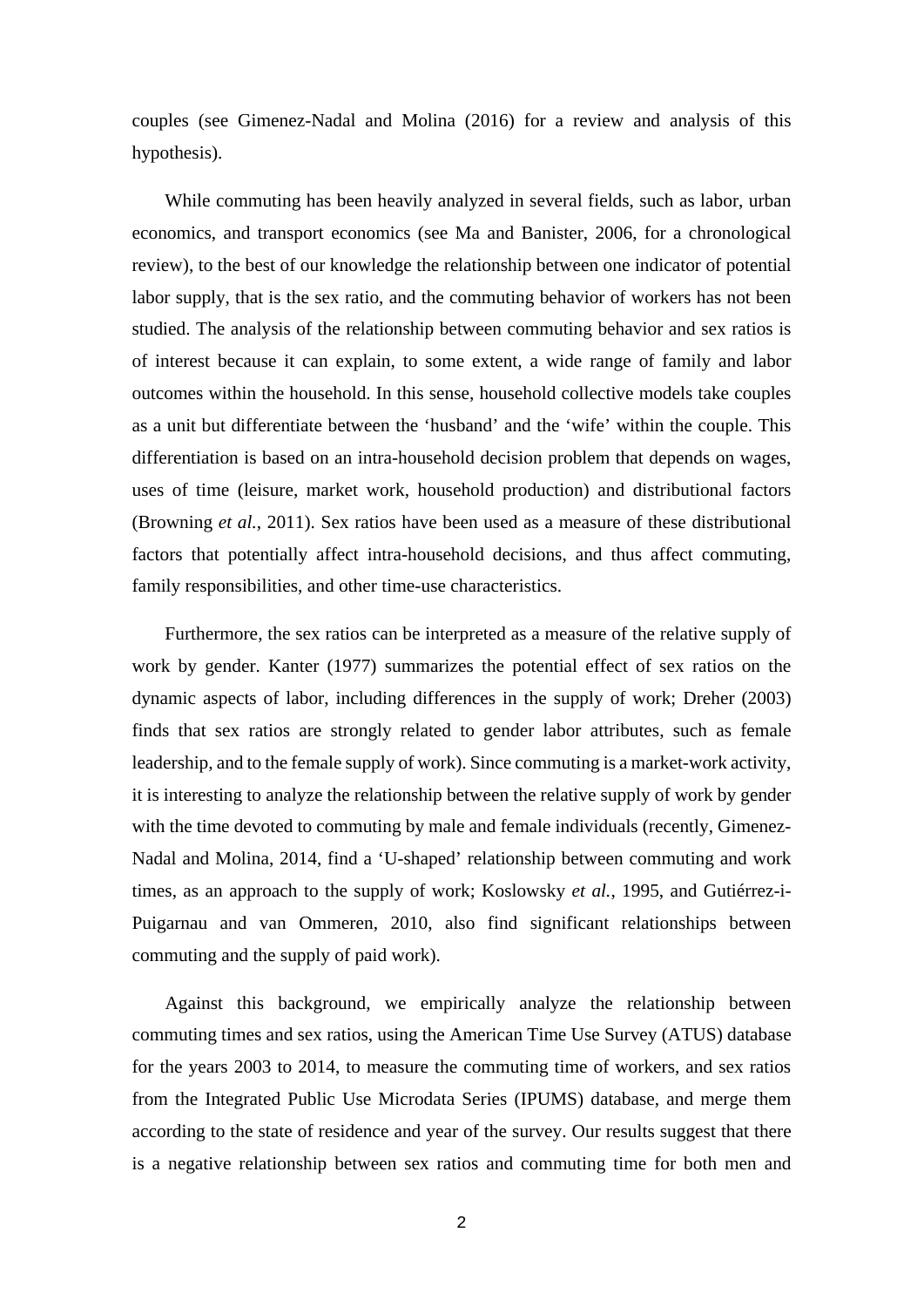couples (see Gimenez-Nadal and Molina (2016) for a review and analysis of this hypothesis).

While commuting has been heavily analyzed in several fields, such as labor, urban economics, and transport economics (see Ma and Banister, 2006, for a chronological review), to the best of our knowledge the relationship between one indicator of potential labor supply, that is the sex ratio, and the commuting behavior of workers has not been studied. The analysis of the relationship between commuting behavior and sex ratios is of interest because it can explain, to some extent, a wide range of family and labor outcomes within the household. In this sense, household collective models take couples as a unit but differentiate between the 'husband' and the 'wife' within the couple. This differentiation is based on an intra-household decision problem that depends on wages, uses of time (leisure, market work, household production) and distributional factors (Browning *et al.*, 2011). Sex ratios have been used as a measure of these distributional factors that potentially affect intra-household decisions, and thus affect commuting, family responsibilities, and other time-use characteristics.

Furthermore, the sex ratios can be interpreted as a measure of the relative supply of work by gender. Kanter (1977) summarizes the potential effect of sex ratios on the dynamic aspects of labor, including differences in the supply of work; Dreher (2003) finds that sex ratios are strongly related to gender labor attributes, such as female leadership, and to the female supply of work). Since commuting is a market-work activity, it is interesting to analyze the relationship between the relative supply of work by gender with the time devoted to commuting by male and female individuals (recently, Gimenez-Nadal and Molina, 2014, find a 'U-shaped' relationship between commuting and work times, as an approach to the supply of work; Koslowsky *et al.*, 1995, and Gutiérrez-i-Puigarnau and van Ommeren, 2010, also find significant relationships between commuting and the supply of paid work).

Against this background, we empirically analyze the relationship between commuting times and sex ratios, using the American Time Use Survey (ATUS) database for the years 2003 to 2014, to measure the commuting time of workers, and sex ratios from the Integrated Public Use Microdata Series (IPUMS) database, and merge them according to the state of residence and year of the survey. Our results suggest that there is a negative relationship between sex ratios and commuting time for both men and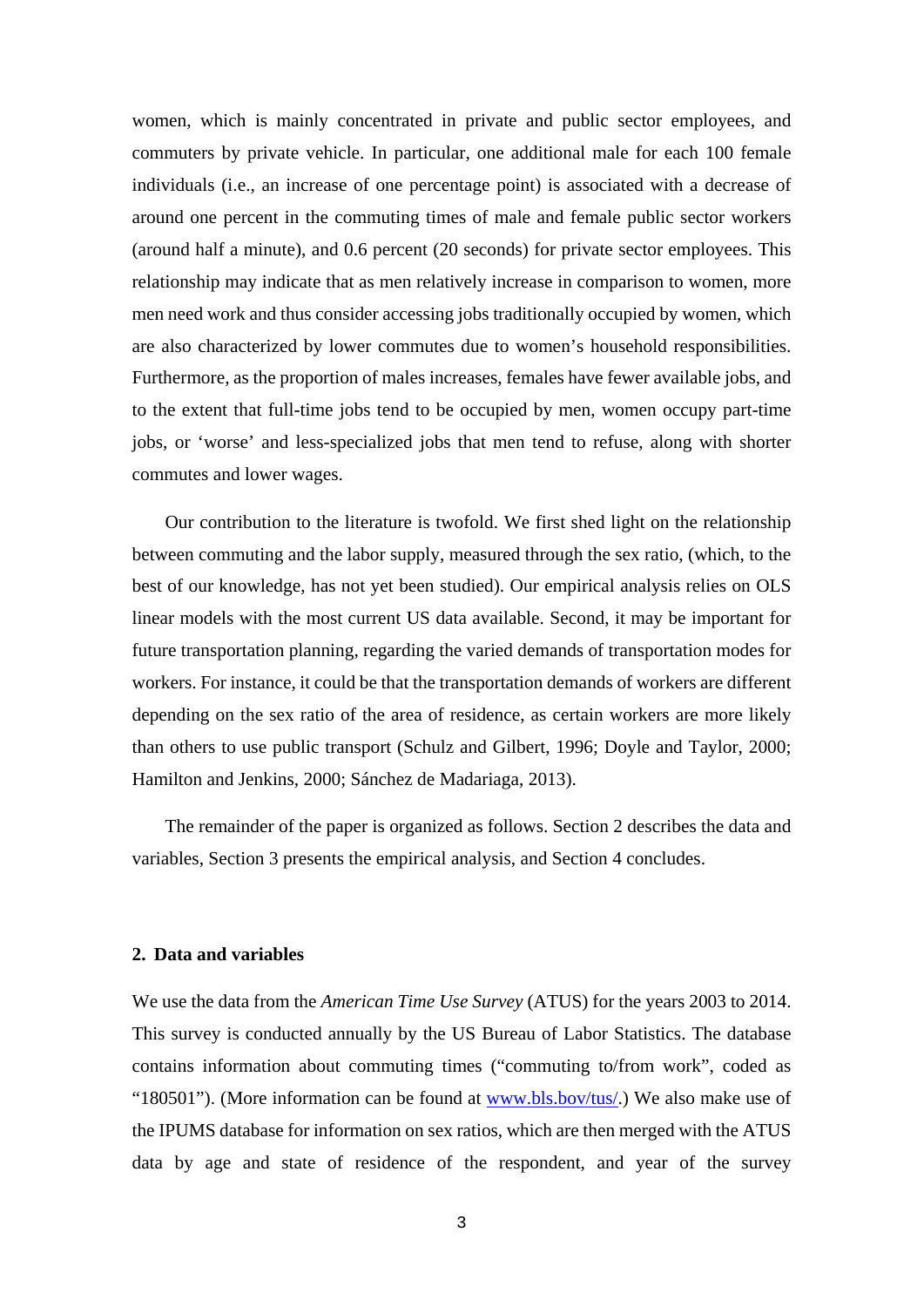women, which is mainly concentrated in private and public sector employees, and commuters by private vehicle. In particular, one additional male for each 100 female individuals (i.e., an increase of one percentage point) is associated with a decrease of around one percent in the commuting times of male and female public sector workers (around half a minute), and 0.6 percent (20 seconds) for private sector employees. This relationship may indicate that as men relatively increase in comparison to women, more men need work and thus consider accessing jobs traditionally occupied by women, which are also characterized by lower commutes due to women's household responsibilities. Furthermore, as the proportion of males increases, females have fewer available jobs, and to the extent that full-time jobs tend to be occupied by men, women occupy part-time jobs, or 'worse' and less-specialized jobs that men tend to refuse, along with shorter commutes and lower wages.

Our contribution to the literature is twofold. We first shed light on the relationship between commuting and the labor supply, measured through the sex ratio, (which, to the best of our knowledge, has not yet been studied). Our empirical analysis relies on OLS linear models with the most current US data available. Second, it may be important for future transportation planning, regarding the varied demands of transportation modes for workers. For instance, it could be that the transportation demands of workers are different depending on the sex ratio of the area of residence, as certain workers are more likely than others to use public transport (Schulz and Gilbert, 1996; Doyle and Taylor, 2000; Hamilton and Jenkins, 2000; Sánchez de Madariaga, 2013).

The remainder of the paper is organized as follows. Section 2 describes the data and variables, Section 3 presents the empirical analysis, and Section 4 concludes.

## 2. Data and variables

We use the data from the *American Time Use Survey* (ATUS) for the years 2003 to 2014. This survey is conducted annually by the US Bureau of Labor Statistics. The database contains information about commuting times ("commuting to/from work", coded as "180501"). (More information can be found at www.bls.bov/tus/.) We also make use of the IPUMS database for information on sex ratios, which are then merged with the ATUS data by age and state of residence of the respondent, and year of the survey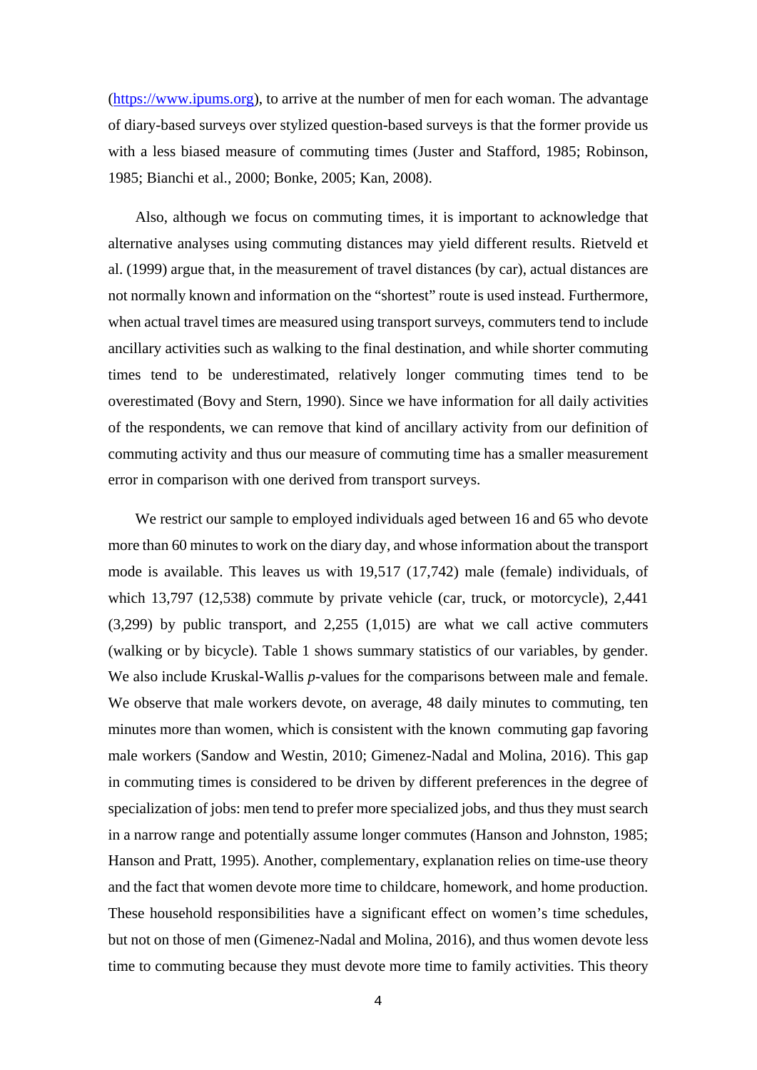(https://www.ipums.org), to arrive at the number of men for each woman. The advantage of diary-based surveys over stylized question-based surveys is that the former provide us with a less biased measure of commuting times (Juster and Stafford, 1985; Robinson, 1985; Bianchi et al., 2000; Bonke, 2005; Kan, 2008).

Also, although we focus on commuting times, it is important to acknowledge that alternative analyses using commuting distances may yield different results. Rietveld et al. (1999) argue that, in the measurement of travel distances (by car), actual distances are not normally known and information on the "shortest" route is used instead. Furthermore, when actual travel times are measured using transport surveys, commuters tend to include ancillary activities such as walking to the final destination, and while shorter commuting times tend to be underestimated, relatively longer commuting times tend to be overestimated (Bovy and Stern, 1990). Since we have information for all daily activities of the respondents, we can remove that kind of ancillary activity from our definition of commuting activity and thus our measure of commuting time has a smaller measurement error in comparison with one derived from transport surveys.

We restrict our sample to employed individuals aged between 16 and 65 who devote more than 60 minutes to work on the diary day, and whose information about the transport mode is available. This leaves us with 19,517 (17,742) male (female) individuals, of which 13,797 (12,538) commute by private vehicle (car, truck, or motorcycle), 2,441 (3,299) by public transport, and 2,255 (1,015) are what we call active commuters (walking or by bicycle). Table 1 shows summary statistics of our variables, by gender. We also include Kruskal-Wallis *p*-values for the comparisons between male and female. We observe that male workers devote, on average, 48 daily minutes to commuting, ten minutes more than women, which is consistent with the known commuting gap favoring male workers (Sandow and Westin, 2010; Gimenez-Nadal and Molina, 2016). This gap in commuting times is considered to be driven by different preferences in the degree of specialization of jobs: men tend to prefer more specialized jobs, and thus they must search in a narrow range and potentially assume longer commutes (Hanson and Johnston, 1985; Hanson and Pratt, 1995). Another, complementary, explanation relies on time-use theory and the fact that women devote more time to childcare, homework, and home production. These household responsibilities have a significant effect on women's time schedules, but not on those of men (Gimenez-Nadal and Molina, 2016), and thus women devote less time to commuting because they must devote more time to family activities. This theory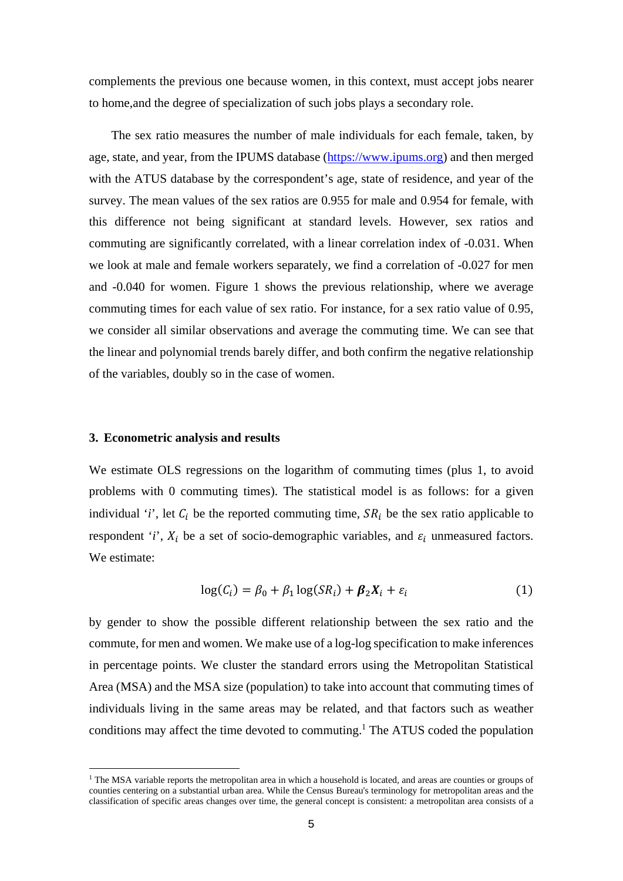complements the previous one because women, in this context, must accept jobs nearer to home,and the degree of specialization of such jobs plays a secondary role.

The sex ratio measures the number of male individuals for each female, taken, by age, state, and year, from the IPUMS database (https://www.ipums.org) and then merged with the ATUS database by the correspondent's age, state of residence, and year of the survey. The mean values of the sex ratios are 0.955 for male and 0.954 for female, with this difference not being significant at standard levels. However, sex ratios and commuting are significantly correlated, with a linear correlation index of -0.031. When we look at male and female workers separately, we find a correlation of -0.027 for men and -0.040 for women. Figure 1 shows the previous relationship, where we average commuting times for each value of sex ratio. For instance, for a sex ratio value of 0.95, we consider all similar observations and average the commuting time. We can see that the linear and polynomial trends barely differ, and both confirm the negative relationship of the variables, doubly so in the case of women.

### 3. Econometric analysis and results

We estimate OLS regressions on the logarithm of commuting times (plus 1, to avoid problems with 0 commuting times). The statistical model is as follows: for a given individual '$i$', let $C_i$ be the reported commuting time, $SR_i$ be the sex ratio applicable to respondent '$i$', $X_i$ be a set of socio-demographic variables, and $\varepsilon_i$ unmeasured factors. We estimate:

$$\log(C_i) = \beta_0 + \beta_1 \log(SR_i) + \boldsymbol{\beta}_2 \boldsymbol{X}_i + \varepsilon_i \tag{1}$$

by gender to show the possible different relationship between the sex ratio and the commute, for men and women. We make use of a log-log specification to make inferences in percentage points. We cluster the standard errors using the Metropolitan Statistical Area (MSA) and the MSA size (population) to take into account that commuting times of individuals living in the same areas may be related, and that factors such as weather conditions may affect the time devoted to commuting.[1] The ATUS coded the population

[1] The MSA variable reports the metropolitan area in which a household is located, and areas are counties or groups of counties centering on a substantial urban area. While the Census Bureau's terminology for metropolitan areas and the classification of specific areas changes over time, the general concept is consistent: a metropolitan area consists of a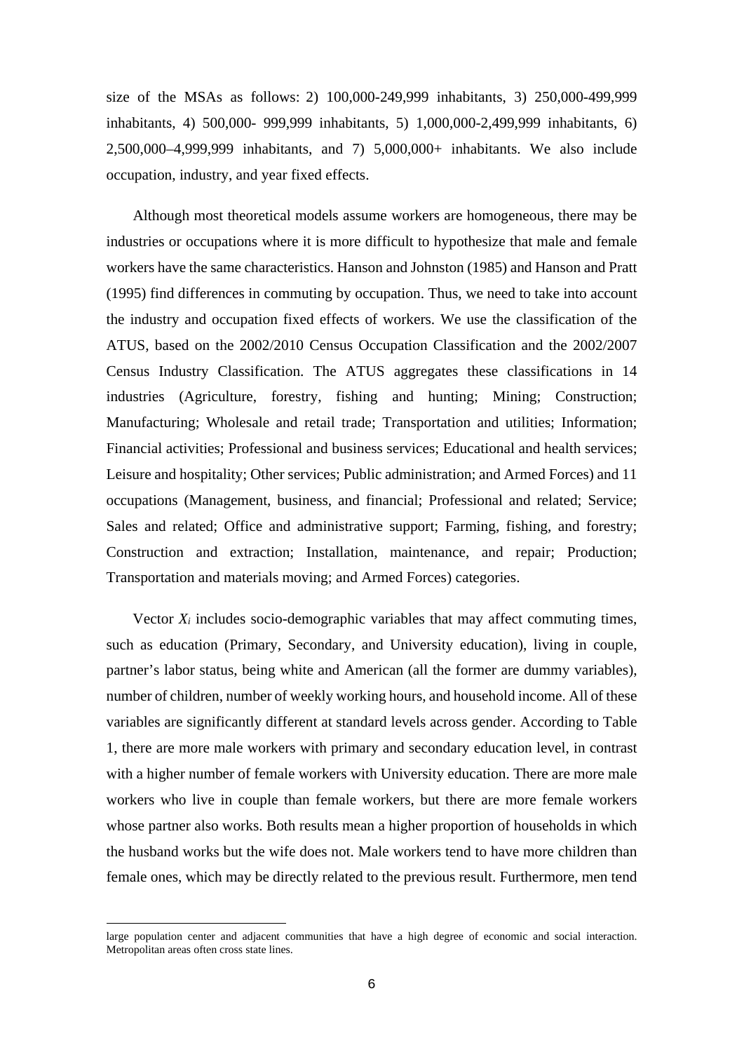size of the MSAs as follows: 2) 100,000-249,999 inhabitants, 3) 250,000-499,999 inhabitants, 4) 500,000- 999,999 inhabitants, 5) 1,000,000-2,499,999 inhabitants, 6) 2,500,000–4,999,999 inhabitants, and 7) 5,000,000+ inhabitants. We also include occupation, industry, and year fixed effects.

Although most theoretical models assume workers are homogeneous, there may be industries or occupations where it is more difficult to hypothesize that male and female workers have the same characteristics. Hanson and Johnston (1985) and Hanson and Pratt (1995) find differences in commuting by occupation. Thus, we need to take into account the industry and occupation fixed effects of workers. We use the classification of the ATUS, based on the 2002/2010 Census Occupation Classification and the 2002/2007 Census Industry Classification. The ATUS aggregates these classifications in 14 industries (Agriculture, forestry, fishing and hunting; Mining; Construction; Manufacturing; Wholesale and retail trade; Transportation and utilities; Information; Financial activities; Professional and business services; Educational and health services; Leisure and hospitality; Other services; Public administration; and Armed Forces) and 11 occupations (Management, business, and financial; Professional and related; Service; Sales and related; Office and administrative support; Farming, fishing, and forestry; Construction and extraction; Installation, maintenance, and repair; Production; Transportation and materials moving; and Armed Forces) categories.

Vector $X_i$ includes socio-demographic variables that may affect commuting times, such as education (Primary, Secondary, and University education), living in couple, partner's labor status, being white and American (all the former are dummy variables), number of children, number of weekly working hours, and household income. All of these variables are significantly different at standard levels across gender. According to Table 1, there are more male workers with primary and secondary education level, in contrast with a higher number of female workers with University education. There are more male workers who live in couple than female workers, but there are more female workers whose partner also works. Both results mean a higher proportion of households in which the husband works but the wife does not. Male workers tend to have more children than female ones, which may be directly related to the previous result. Furthermore, men tend

large population center and adjacent communities that have a high degree of economic and social interaction. Metropolitan areas often cross state lines.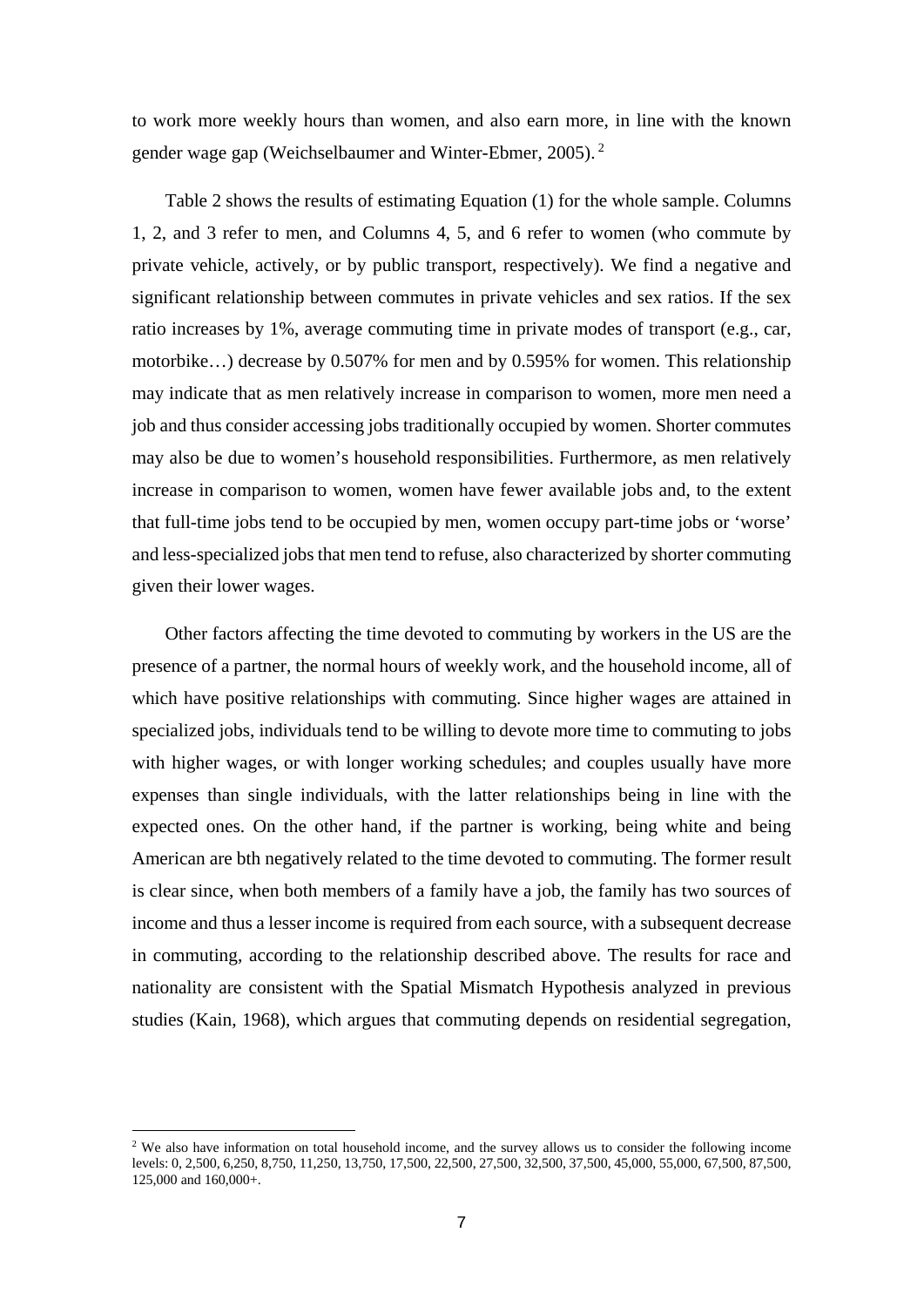to work more weekly hours than women, and also earn more, in line with the known gender wage gap (Weichselbaumer and Winter-Ebmer, 2005).[2]

Table 2 shows the results of estimating Equation (1) for the whole sample. Columns 1, 2, and 3 refer to men, and Columns 4, 5, and 6 refer to women (who commute by private vehicle, actively, or by public transport, respectively). We find a negative and significant relationship between commutes in private vehicles and sex ratios. If the sex ratio increases by 1%, average commuting time in private modes of transport (e.g., car, motorbike…) decrease by 0.507% for men and by 0.595% for women. This relationship may indicate that as men relatively increase in comparison to women, more men need a job and thus consider accessing jobs traditionally occupied by women. Shorter commutes may also be due to women's household responsibilities. Furthermore, as men relatively increase in comparison to women, women have fewer available jobs and, to the extent that full-time jobs tend to be occupied by men, women occupy part-time jobs or 'worse' and less-specialized jobs that men tend to refuse, also characterized by shorter commuting given their lower wages.

Other factors affecting the time devoted to commuting by workers in the US are the presence of a partner, the normal hours of weekly work, and the household income, all of which have positive relationships with commuting. Since higher wages are attained in specialized jobs, individuals tend to be willing to devote more time to commuting to jobs with higher wages, or with longer working schedules; and couples usually have more expenses than single individuals, with the latter relationships being in line with the expected ones. On the other hand, if the partner is working, being white and being American are bth negatively related to the time devoted to commuting. The former result is clear since, when both members of a family have a job, the family has two sources of income and thus a lesser income is required from each source, with a subsequent decrease in commuting, according to the relationship described above. The results for race and nationality are consistent with the Spatial Mismatch Hypothesis analyzed in previous studies (Kain, 1968), which argues that commuting depends on residential segregation,

[2] We also have information on total household income, and the survey allows us to consider the following income levels: 0, 2,500, 6,250, 8,750, 11,250, 13,750, 17,500, 22,500, 27,500, 32,500, 37,500, 45,000, 55,000, 67,500, 87,500, 125,000 and 160,000+.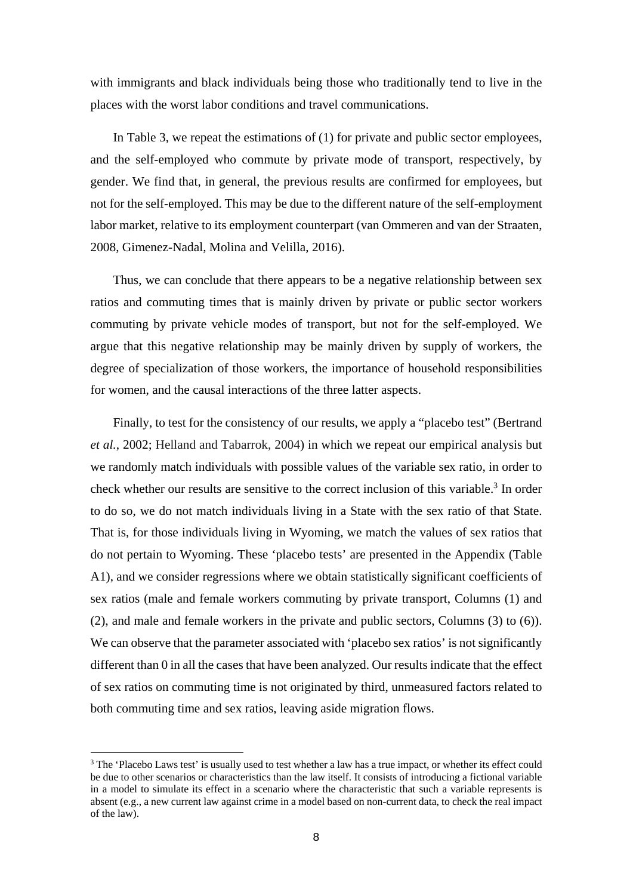with immigrants and black individuals being those who traditionally tend to live in the places with the worst labor conditions and travel communications.

In Table 3, we repeat the estimations of (1) for private and public sector employees, and the self-employed who commute by private mode of transport, respectively, by gender. We find that, in general, the previous results are confirmed for employees, but not for the self-employed. This may be due to the different nature of the self-employment labor market, relative to its employment counterpart (van Ommeren and van der Straaten, 2008, Gimenez-Nadal, Molina and Velilla, 2016).

Thus, we can conclude that there appears to be a negative relationship between sex ratios and commuting times that is mainly driven by private or public sector workers commuting by private vehicle modes of transport, but not for the self-employed. We argue that this negative relationship may be mainly driven by supply of workers, the degree of specialization of those workers, the importance of household responsibilities for women, and the causal interactions of the three latter aspects.

Finally, to test for the consistency of our results, we apply a "placebo test" (Bertrand *et al.*, 2002; Helland and Tabarrok, 2004) in which we repeat our empirical analysis but we randomly match individuals with possible values of the variable sex ratio, in order to check whether our results are sensitive to the correct inclusion of this variable.[3] In order to do so, we do not match individuals living in a State with the sex ratio of that State. That is, for those individuals living in Wyoming, we match the values of sex ratios that do not pertain to Wyoming. These 'placebo tests' are presented in the Appendix (Table A1), and we consider regressions where we obtain statistically significant coefficients of sex ratios (male and female workers commuting by private transport, Columns (1) and (2), and male and female workers in the private and public sectors, Columns (3) to (6)). We can observe that the parameter associated with 'placebo sex ratios' is not significantly different than 0 in all the cases that have been analyzed. Our results indicate that the effect of sex ratios on commuting time is not originated by third, unmeasured factors related to both commuting time and sex ratios, leaving aside migration flows.

[3] The 'Placebo Laws test' is usually used to test whether a law has a true impact, or whether its effect could be due to other scenarios or characteristics than the law itself. It consists of introducing a fictional variable in a model to simulate its effect in a scenario where the characteristic that such a variable represents is absent (e.g., a new current law against crime in a model based on non-current data, to check the real impact of the law).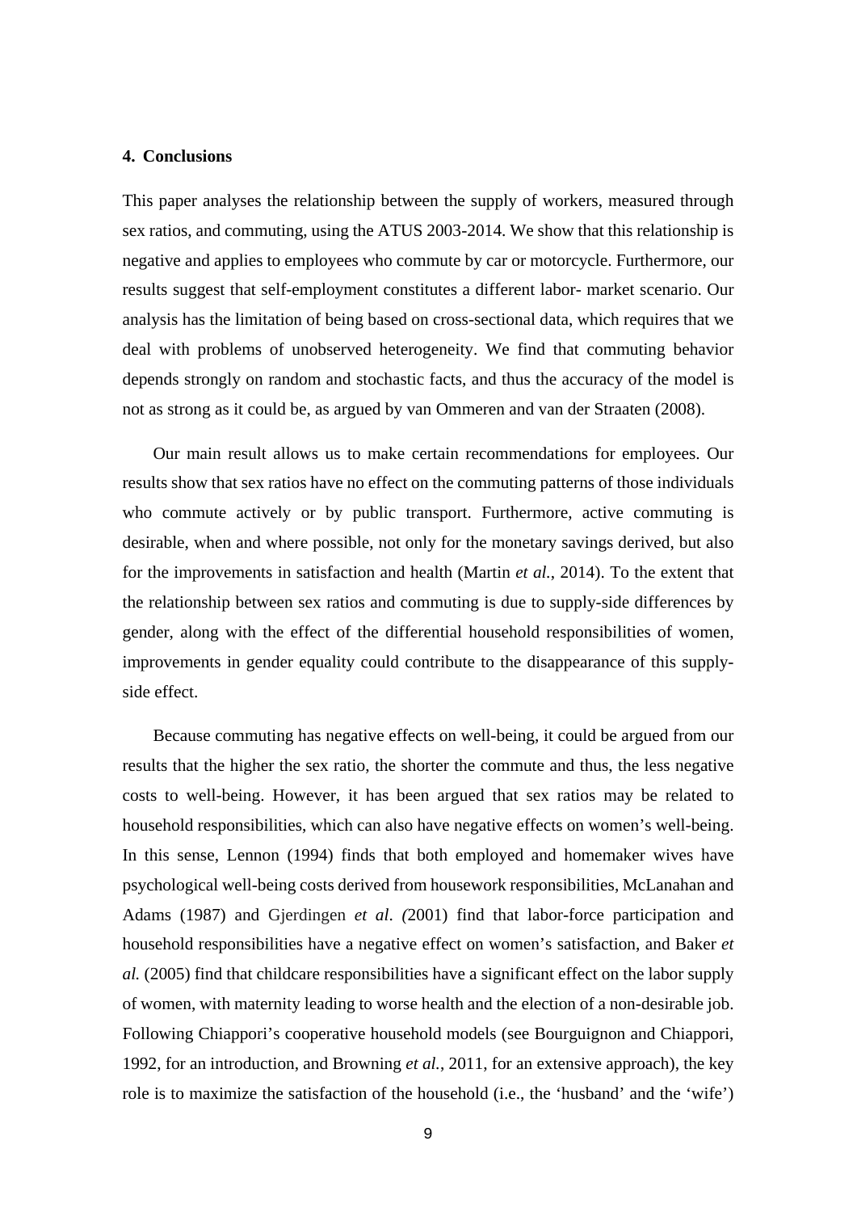## 4. Conclusions

This paper analyses the relationship between the supply of workers, measured through sex ratios, and commuting, using the ATUS 2003-2014. We show that this relationship is negative and applies to employees who commute by car or motorcycle. Furthermore, our results suggest that self-employment constitutes a different labor- market scenario. Our analysis has the limitation of being based on cross-sectional data, which requires that we deal with problems of unobserved heterogeneity. We find that commuting behavior depends strongly on random and stochastic facts, and thus the accuracy of the model is not as strong as it could be, as argued by van Ommeren and van der Straaten (2008).

Our main result allows us to make certain recommendations for employees. Our results show that sex ratios have no effect on the commuting patterns of those individuals who commute actively or by public transport. Furthermore, active commuting is desirable, when and where possible, not only for the monetary savings derived, but also for the improvements in satisfaction and health (Martin *et al.*, 2014). To the extent that the relationship between sex ratios and commuting is due to supply-side differences by gender, along with the effect of the differential household responsibilities of women, improvements in gender equality could contribute to the disappearance of this supply-side effect.

Because commuting has negative effects on well-being, it could be argued from our results that the higher the sex ratio, the shorter the commute and thus, the less negative costs to well-being. However, it has been argued that sex ratios may be related to household responsibilities, which can also have negative effects on women's well-being. In this sense, Lennon (1994) finds that both employed and homemaker wives have psychological well-being costs derived from housework responsibilities, McLanahan and Adams (1987) and Gjerdingen *et al*. *(*2001) find that labor-force participation and household responsibilities have a negative effect on women's satisfaction, and Baker *et al.* (2005) find that childcare responsibilities have a significant effect on the labor supply of women, with maternity leading to worse health and the election of a non-desirable job. Following Chiappori's cooperative household models (see Bourguignon and Chiappori, 1992, for an introduction, and Browning *et al.*, 2011, for an extensive approach), the key role is to maximize the satisfaction of the household (i.e., the 'husband' and the 'wife')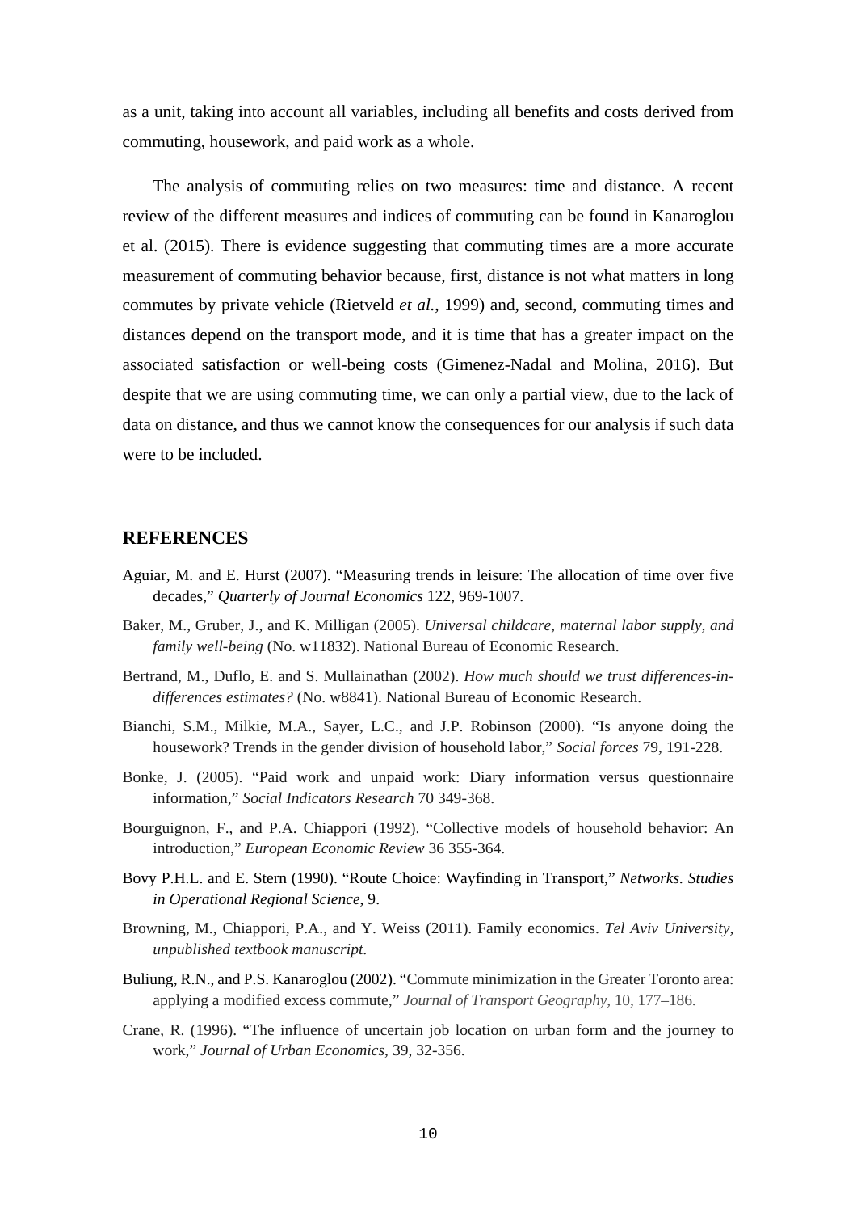as a unit, taking into account all variables, including all benefits and costs derived from commuting, housework, and paid work as a whole.

The analysis of commuting relies on two measures: time and distance. A recent review of the different measures and indices of commuting can be found in Kanaroglou et al. (2015). There is evidence suggesting that commuting times are a more accurate measurement of commuting behavior because, first, distance is not what matters in long commutes by private vehicle (Rietveld *et al.*, 1999) and, second, commuting times and distances depend on the transport mode, and it is time that has a greater impact on the associated satisfaction or well-being costs (Gimenez-Nadal and Molina, 2016). But despite that we are using commuting time, we can only a partial view, due to the lack of data on distance, and thus we cannot know the consequences for our analysis if such data were to be included.

## REFERENCES

Aguiar, M. and E. Hurst (2007). "Measuring trends in leisure: The allocation of time over five decades," *Quarterly of Journal Economics* 122, 969-1007.

Baker, M., Gruber, J., and K. Milligan (2005). *Universal childcare, maternal labor supply, and family well-being* (No. w11832). National Bureau of Economic Research.

Bertrand, M., Duflo, E. and S. Mullainathan (2002). *How much should we trust differences-in-differences estimates?* (No. w8841). National Bureau of Economic Research.

Bianchi, S.M., Milkie, M.A., Sayer, L.C., and J.P. Robinson (2000). "Is anyone doing the housework? Trends in the gender division of household labor," *Social forces* 79, 191-228.

Bonke, J. (2005). "Paid work and unpaid work: Diary information versus questionnaire information," *Social Indicators Research* 70 349-368.

Bourguignon, F., and P.A. Chiappori (1992). "Collective models of household behavior: An introduction," *European Economic Review* 36 355-364.

Bovy P.H.L. and E. Stern (1990). "Route Choice: Wayfinding in Transport," *Networks. Studies in Operational Regional Science*, 9.

Browning, M., Chiappori, P.A., and Y. Weiss (2011). Family economics. *Tel Aviv University, unpublished textbook manuscript.*

Buliung, R.N., and P.S. Kanaroglou (2002). "Commute minimization in the Greater Toronto area: applying a modified excess commute," *Journal of Transport Geography*, 10, 177–186.

Crane, R. (1996). "The influence of uncertain job location on urban form and the journey to work," *Journal of Urban Economics*, 39, 32-356.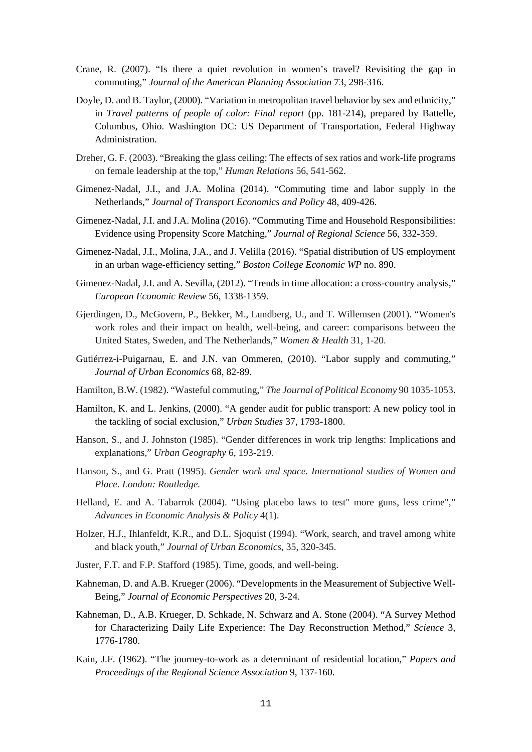Crane, R. (2007). “Is there a quiet revolution in women’s travel? Revisiting the gap in commuting,” *Journal of the American Planning Association* 73, 298-316.

Doyle, D. and B. Taylor, (2000). “Variation in metropolitan travel behavior by sex and ethnicity,” in *Travel patterns of people of color: Final report* (pp. 181-214), prepared by Battelle, Columbus, Ohio. Washington DC: US Department of Transportation, Federal Highway Administration.

Dreher, G. F. (2003). “Breaking the glass ceiling: The effects of sex ratios and work-life programs on female leadership at the top,” *Human Relations* 56, 541-562.

Gimenez-Nadal, J.I., and J.A. Molina (2014). “Commuting time and labor supply in the Netherlands,” *Journal of Transport Economics and Policy* 48, 409-426.

Gimenez-Nadal, J.I. and J.A. Molina (2016). “Commuting Time and Household Responsibilities: Evidence using Propensity Score Matching,” *Journal of Regional Science* 56, 332-359.

Gimenez-Nadal, J.I., Molina, J.A., and J. Velilla (2016). “Spatial distribution of US employment in an urban wage-efficiency setting,” *Boston College Economic WP* no. 890.

Gimenez-Nadal, J.I. and A. Sevilla, (2012). “Trends in time allocation: a cross-country analysis,” *European Economic Review* 56, 1338-1359.

Gjerdingen, D., McGovern, P., Bekker, M., Lundberg, U., and T. Willemsen (2001). “Women's work roles and their impact on health, well-being, and career: comparisons between the United States, Sweden, and The Netherlands,” *Women & Health* 31, 1-20.

Gutiérrez-i-Puigarnau, E. and J.N. van Ommeren, (2010). “Labor supply and commuting,” *Journal of Urban Economics* 68, 82-89.

Hamilton, B.W. (1982). “Wasteful commuting,” *The Journal of Political Economy* 90 1035-1053.

Hamilton, K. and L. Jenkins, (2000). “A gender audit for public transport: A new policy tool in the tackling of social exclusion,” *Urban Studies* 37, 1793-1800.

Hanson, S., and J. Johnston (1985). “Gender differences in work trip lengths: Implications and explanations,” *Urban Geography* 6, 193-219.

Hanson, S., and G. Pratt (1995). *Gender work and space. International studies of Women and Place. London: Routledge.*

Helland, E. and A. Tabarrok (2004). “Using placebo laws to test" more guns, less crime",” *Advances in Economic Analysis & Policy* 4(1).

Holzer, H.J., Ihlanfeldt, K.R., and D.L. Sjoquist (1994). “Work, search, and travel among white and black youth,” *Journal of Urban Economics*, 35, 320-345.

Juster, F.T. and F.P. Stafford (1985). Time, goods, and well-being.

Kahneman, D. and A.B. Krueger (2006). “Developments in the Measurement of Subjective Well-Being,” *Journal of Economic Perspectives* 20, 3-24.

Kahneman, D., A.B. Krueger, D. Schkade, N. Schwarz and A. Stone (2004). “A Survey Method for Characterizing Daily Life Experience: The Day Reconstruction Method,” *Science* 3, 1776-1780.

Kain, J.F. (1962). “The journey-to-work as a determinant of residential location,” *Papers and Proceedings of the Regional Science Association* 9, 137-160.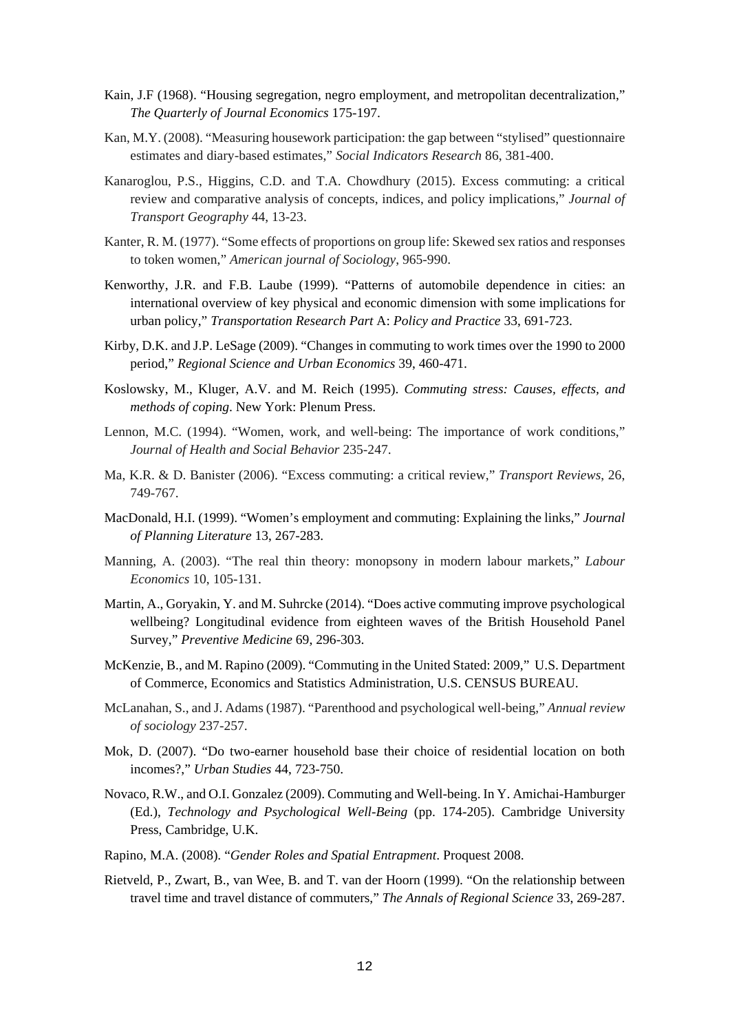Kain, J.F (1968). "Housing segregation, negro employment, and metropolitan decentralization," *The Quarterly of Journal Economics* 175-197.

Kan, M.Y. (2008). "Measuring housework participation: the gap between "stylised" questionnaire estimates and diary-based estimates," *Social Indicators Research* 86, 381-400.

Kanaroglou, P.S., Higgins, C.D. and T.A. Chowdhury (2015). Excess commuting: a critical review and comparative analysis of concepts, indices, and policy implications," *Journal of Transport Geography* 44, 13-23.

Kanter, R. M. (1977). "Some effects of proportions on group life: Skewed sex ratios and responses to token women," *American journal of Sociology*, 965-990.

Kenworthy, J.R. and F.B. Laube (1999). "Patterns of automobile dependence in cities: an international overview of key physical and economic dimension with some implications for urban policy," *Transportation Research Part* A: *Policy and Practice* 33, 691-723.

Kirby, D.K. and J.P. LeSage (2009). "Changes in commuting to work times over the 1990 to 2000 period," *Regional Science and Urban Economics* 39, 460-471.

Koslowsky, M., Kluger, A.V. and M. Reich (1995). *Commuting stress: Causes, effects, and methods of coping*. New York: Plenum Press.

Lennon, M.C. (1994). "Women, work, and well-being: The importance of work conditions," *Journal of Health and Social Behavior* 235-247.

Ma, K.R. & D. Banister (2006). "Excess commuting: a critical review," *Transport Reviews*, 26, 749-767.

MacDonald, H.I. (1999). "Women's employment and commuting: Explaining the links," *Journal of Planning Literature* 13, 267-283.

Manning, A. (2003). "The real thin theory: monopsony in modern labour markets," *Labour Economics* 10, 105-131.

Martin, A., Goryakin, Y. and M. Suhrcke (2014). "Does active commuting improve psychological wellbeing? Longitudinal evidence from eighteen waves of the British Household Panel Survey," *Preventive Medicine* 69, 296-303.

McKenzie, B., and M. Rapino (2009). "Commuting in the United Stated: 2009," U.S. Department of Commerce, Economics and Statistics Administration, U.S. CENSUS BUREAU.

McLanahan, S., and J. Adams (1987). "Parenthood and psychological well-being," *Annual review of sociology* 237-257.

Mok, D. (2007). "Do two-earner household base their choice of residential location on both incomes?," *Urban Studies* 44, 723-750.

Novaco, R.W., and O.I. Gonzalez (2009). Commuting and Well-being. In Y. Amichai-Hamburger (Ed.), *Technology and Psychological Well-Being* (pp. 174-205). Cambridge University Press, Cambridge, U.K.

Rapino, M.A. (2008). "*Gender Roles and Spatial Entrapment*. Proquest 2008.

Rietveld, P., Zwart, B., van Wee, B. and T. van der Hoorn (1999). "On the relationship between travel time and travel distance of commuters," *The Annals of Regional Science* 33, 269-287.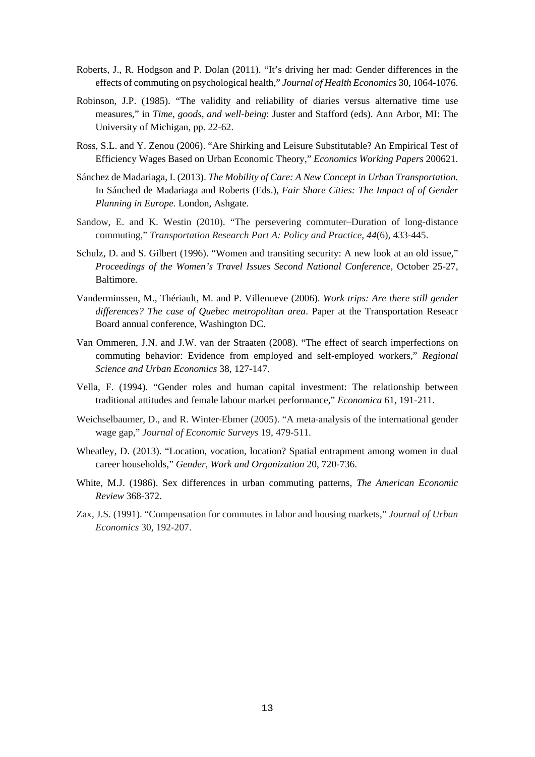Roberts, J., R. Hodgson and P. Dolan (2011). "It's driving her mad: Gender differences in the effects of commuting on psychological health," *Journal of Health Economics* 30, 1064-1076.

Robinson, J.P. (1985). "The validity and reliability of diaries versus alternative time use measures," in *Time, goods, and well-being*: Juster and Stafford (eds). Ann Arbor, MI: The University of Michigan, pp. 22-62.

Ross, S.L. and Y. Zenou (2006). "Are Shirking and Leisure Substitutable? An Empirical Test of Efficiency Wages Based on Urban Economic Theory," *Economics Working Papers* 200621.

Sánchez de Madariaga, I. (2013). *The Mobility of Care: A New Concept in Urban Transportation.* In Sánched de Madariaga and Roberts (Eds.), *Fair Share Cities: The Impact of of Gender Planning in Europe.* London, Ashgate.

Sandow, E. and K. Westin (2010). "The persevering commuter–Duration of long-distance commuting," *Transportation Research Part A: Policy and Practice*, *44*(6), 433-445.

Schulz, D. and S. Gilbert (1996). "Women and transiting security: A new look at an old issue," *Proceedings of the Women's Travel Issues Second National Conference*, October 25-27, Baltimore.

Vanderminssen, M., Thériault, M. and P. Villenueve (2006). *Work trips: Are there still gender differences? The case of Quebec metropolitan area*. Paper at the Transportation Reseacr Board annual conference, Washington DC.

Van Ommeren, J.N. and J.W. van der Straaten (2008). "The effect of search imperfections on commuting behavior: Evidence from employed and self-employed workers," *Regional Science and Urban Economics* 38, 127-147.

Vella, F. (1994). "Gender roles and human capital investment: The relationship between traditional attitudes and female labour market performance," *Economica* 61, 191-211.

Weichselbaumer, D., and R. Winter-Ebmer (2005). "A meta-analysis of the international gender wage gap," *Journal of Economic Surveys* 19, 479-511.

Wheatley, D. (2013). "Location, vocation, location? Spatial entrapment among women in dual career households," *Gender, Work and Organization* 20, 720-736.

White, M.J. (1986). Sex differences in urban commuting patterns, *The American Economic Review* 368-372.

Zax, J.S. (1991). "Compensation for commutes in labor and housing markets," *Journal of Urban Economics* 30, 192-207.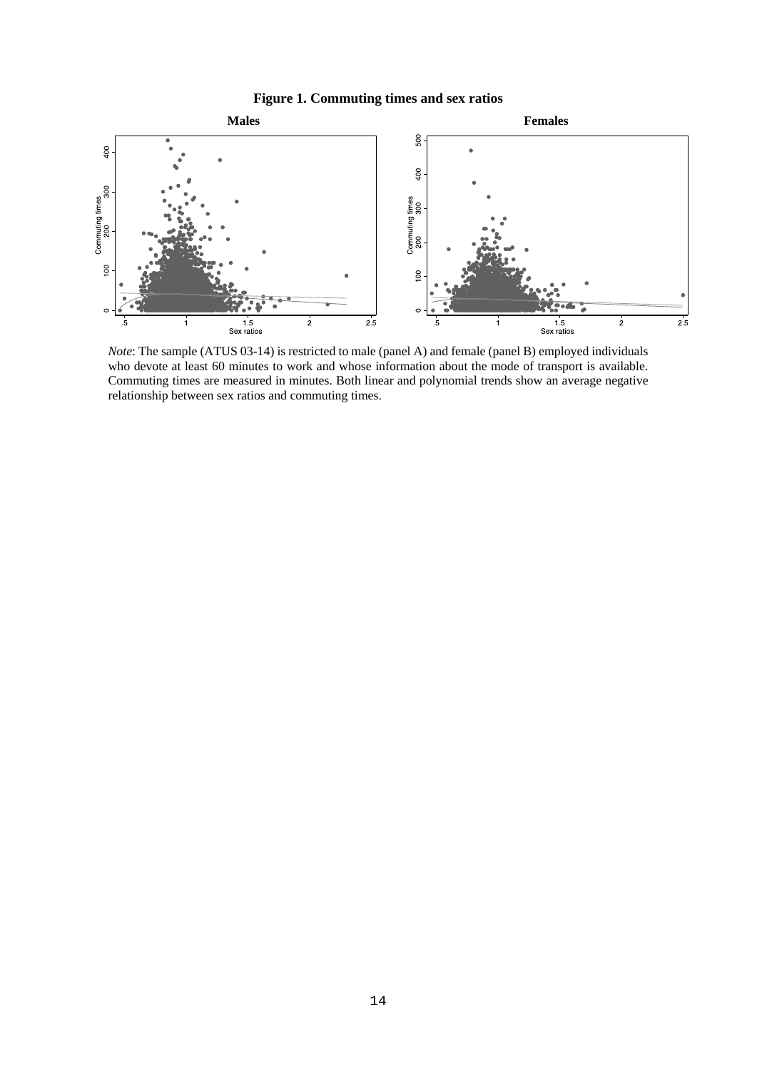**Figure 1. Commuting times and sex ratios**

*Note*: The sample (ATUS 03-14) is restricted to male (panel A) and female (panel B) employed individuals who devote at least 60 minutes to work and whose information about the mode of transport is available. Commuting times are measured in minutes. Both linear and polynomial trends show an average negative relationship between sex ratios and commuting times.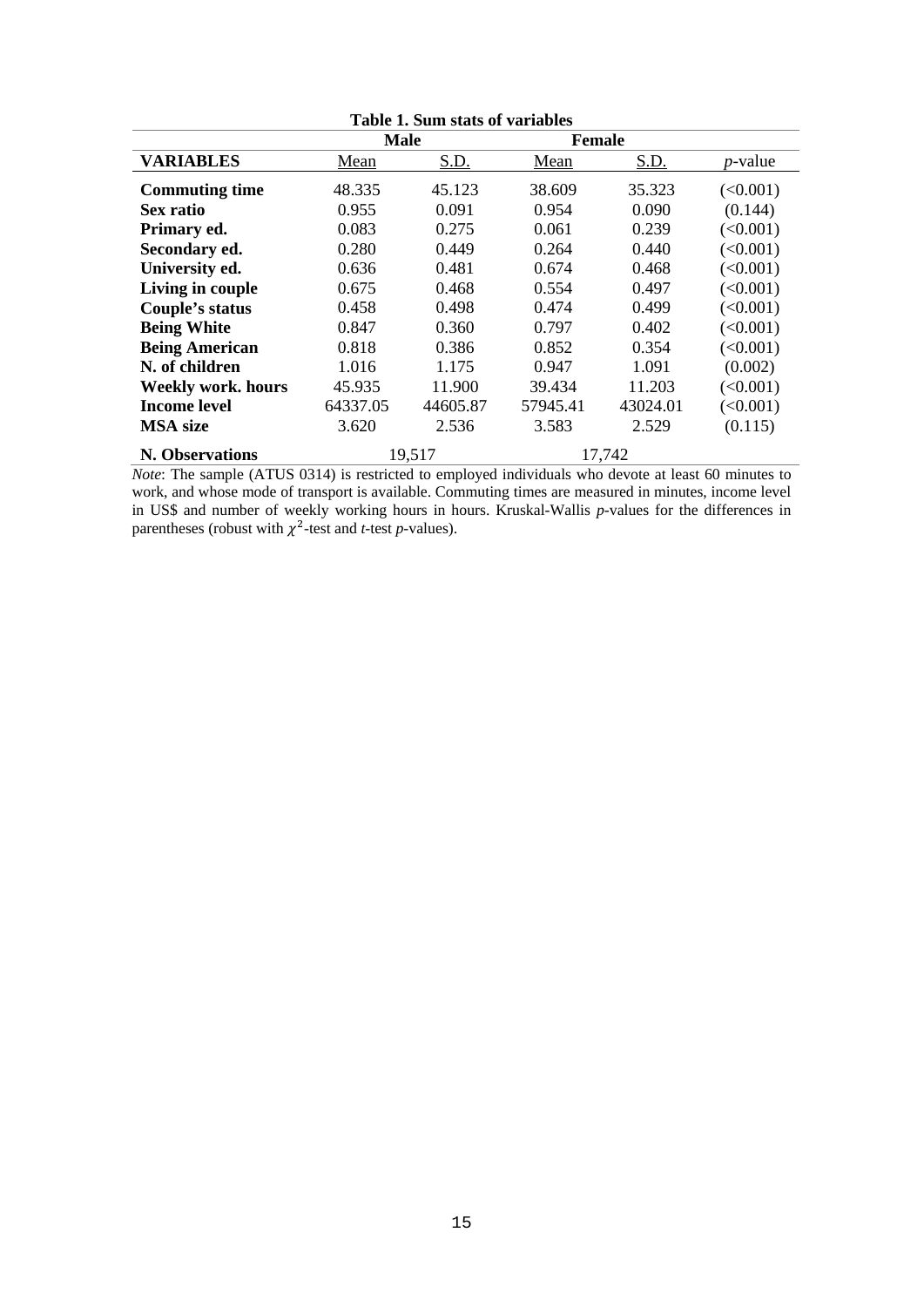**Table 1. Sum stats of variables**

| | Male | | Female | | |
|---|---|---|---|---|---|
| **VARIABLES** | Mean | S.D. | Mean | S.D. | *p*-value |
| **Commuting time** | 48.335 | 45.123 | 38.609 | 35.323 | (<0.001) |
| **Sex ratio** | 0.955 | 0.091 | 0.954 | 0.090 | (0.144) |
| **Primary ed.** | 0.083 | 0.275 | 0.061 | 0.239 | (<0.001) |
| **Secondary ed.** | 0.280 | 0.449 | 0.264 | 0.440 | (<0.001) |
| **University ed.** | 0.636 | 0.481 | 0.674 | 0.468 | (<0.001) |
| **Living in couple** | 0.675 | 0.468 | 0.554 | 0.497 | (<0.001) |
| **Couple's status** | 0.458 | 0.498 | 0.474 | 0.499 | (<0.001) |
| **Being White** | 0.847 | 0.360 | 0.797 | 0.402 | (<0.001) |
| **Being American** | 0.818 | 0.386 | 0.852 | 0.354 | (<0.001) |
| **N. of children** | 1.016 | 1.175 | 0.947 | 1.091 | (0.002) |
| **Weekly work. hours** | 45.935 | 11.900 | 39.434 | 11.203 | (<0.001) |
| **Income level** | 64337.05 | 44605.87 | 57945.41 | 43024.01 | (<0.001) |
| **MSA size** | 3.620 | 2.536 | 3.583 | 2.529 | (0.115) |
| **N. Observations** | 19,517 | | 17,742 | | |

*Note*: The sample (ATUS 0314) is restricted to employed individuals who devote at least 60 minutes to work, and whose mode of transport is available. Commuting times are measured in minutes, income level in US$ and number of weekly working hours in hours. Kruskal-Wallis *p*-values for the differences in parentheses (robust with $\chi^2$-test and *t*-test *p*-values).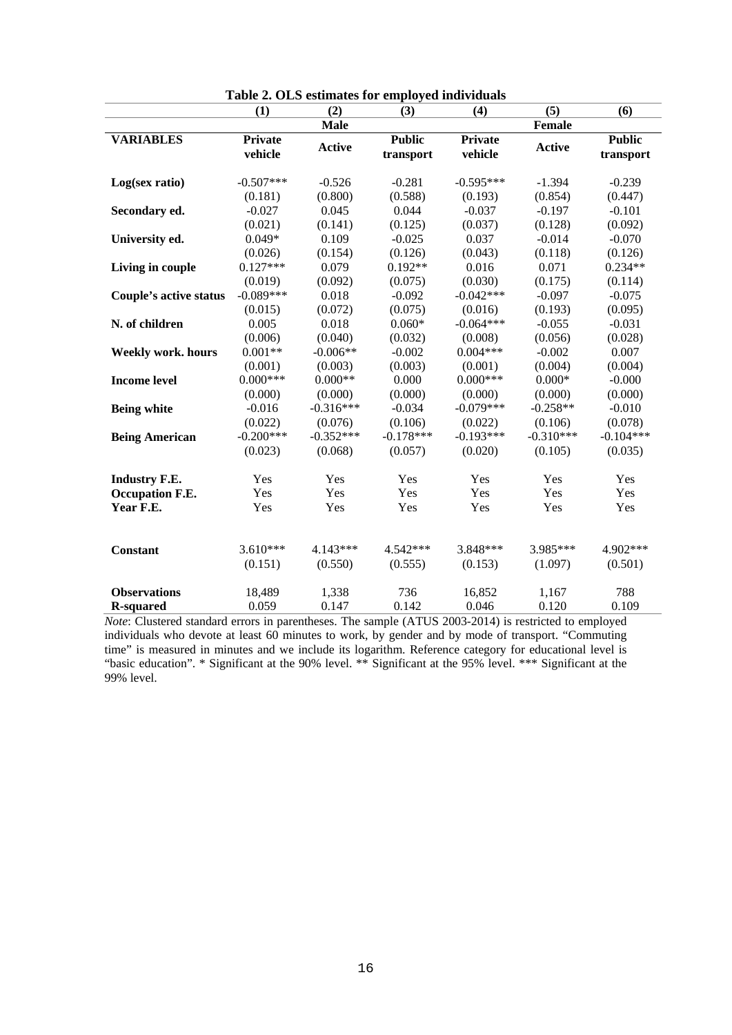**Table 2. OLS estimates for employed individuals**

| | (1) | (2) | (3) | (4) | (5) | (6) |
|---|---|---|---|---|---|---|
| | | Male | | | Female | |
| **VARIABLES** | **Private vehicle** | **Active** | **Public transport** | **Private vehicle** | **Active** | **Public transport** |
| **Log(sex ratio)** | -0.507*** | -0.526 | -0.281 | -0.595*** | -1.394 | -0.239 |
| | (0.181) | (0.800) | (0.588) | (0.193) | (0.854) | (0.447) |
| **Secondary ed.** | -0.027 | 0.045 | 0.044 | -0.037 | -0.197 | -0.101 |
| | (0.021) | (0.141) | (0.125) | (0.037) | (0.128) | (0.092) |
| **University ed.** | 0.049* | 0.109 | -0.025 | 0.037 | -0.014 | -0.070 |
| | (0.026) | (0.154) | (0.126) | (0.043) | (0.118) | (0.126) |
| **Living in couple** | 0.127*** | 0.079 | 0.192** | 0.016 | 0.071 | 0.234** |
| | (0.019) | (0.092) | (0.075) | (0.030) | (0.175) | (0.114) |
| **Couple's active status** | -0.089*** | 0.018 | -0.092 | -0.042*** | -0.097 | -0.075 |
| | (0.015) | (0.072) | (0.075) | (0.016) | (0.193) | (0.095) |
| **N. of children** | 0.005 | 0.018 | 0.060* | -0.064*** | -0.055 | -0.031 |
| | (0.006) | (0.040) | (0.032) | (0.008) | (0.056) | (0.028) |
| **Weekly work. hours** | 0.001** | -0.006** | -0.002 | 0.004*** | -0.002 | 0.007 |
| | (0.001) | (0.003) | (0.003) | (0.001) | (0.004) | (0.004) |
| **Income level** | 0.000*** | 0.000** | 0.000 | 0.000*** | 0.000* | -0.000 |
| | (0.000) | (0.000) | (0.000) | (0.000) | (0.000) | (0.000) |
| **Being white** | -0.016 | -0.316*** | -0.034 | -0.079*** | -0.258** | -0.010 |
| | (0.022) | (0.076) | (0.106) | (0.022) | (0.106) | (0.078) |
| **Being American** | -0.200*** | -0.352*** | -0.178*** | -0.193*** | -0.310*** | -0.104*** |
| | (0.023) | (0.068) | (0.057) | (0.020) | (0.105) | (0.035) |
| **Industry F.E.** | Yes | Yes | Yes | Yes | Yes | Yes |
| **Occupation F.E.** | Yes | Yes | Yes | Yes | Yes | Yes |
| **Year F.E.** | Yes | Yes | Yes | Yes | Yes | Yes |
| **Constant** | 3.610*** | 4.143*** | 4.542*** | 3.848*** | 3.985*** | 4.902*** |
| | (0.151) | (0.550) | (0.555) | (0.153) | (1.097) | (0.501) |
| **Observations** | 18,489 | 1,338 | 736 | 16,852 | 1,167 | 788 |
| **R-squared** | 0.059 | 0.147 | 0.142 | 0.046 | 0.120 | 0.109 |

*Note*: Clustered standard errors in parentheses. The sample (ATUS 2003-2014) is restricted to employed individuals who devote at least 60 minutes to work, by gender and by mode of transport. "Commuting time" is measured in minutes and we include its logarithm. Reference category for educational level is "basic education". * Significant at the 90% level. ** Significant at the 95% level. *** Significant at the 99% level.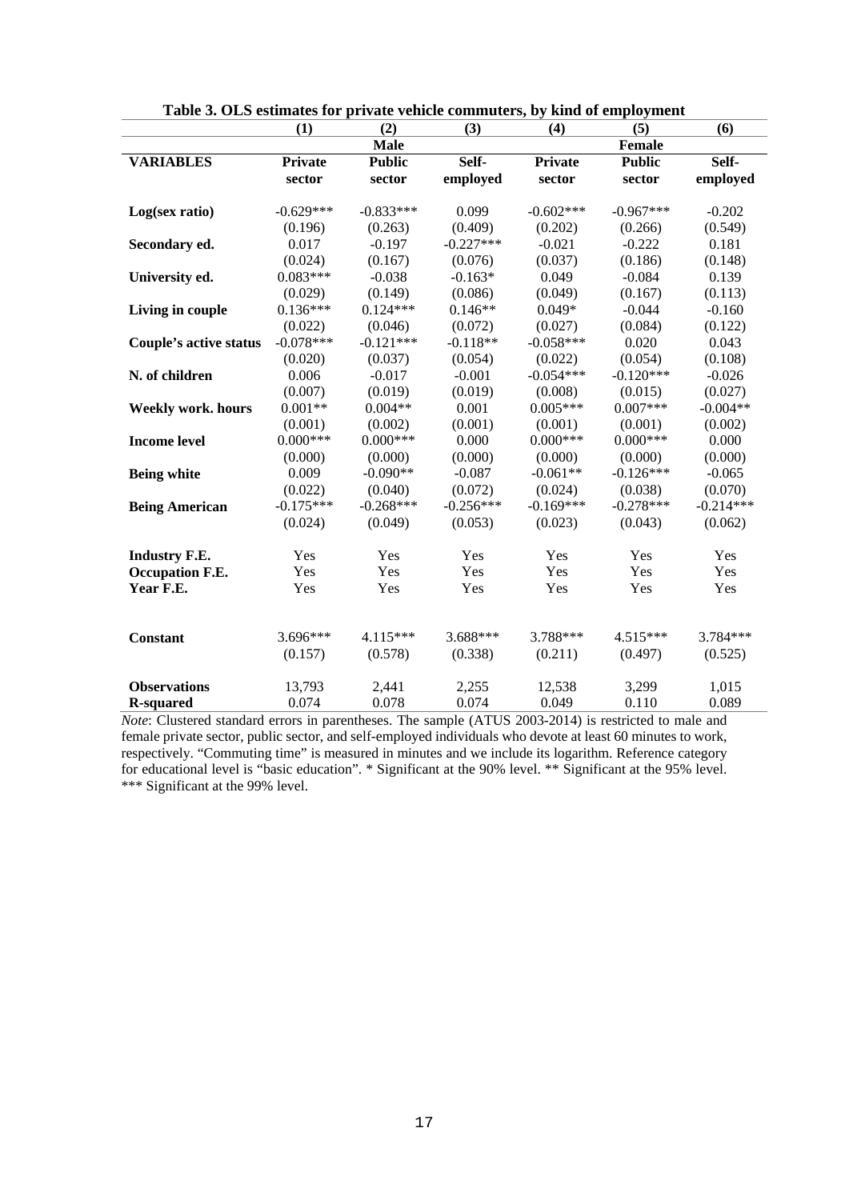**Table 3. OLS estimates for private vehicle commuters, by kind of employment**

| | (1) | (2) | (3) | (4) | (5) | (6) |
|---|---|---|---|---|---|---|
| | | Male | | | Female | |
| **VARIABLES** | **Private sector** | **Public sector** | **Self-employed** | **Private sector** | **Public sector** | **Self-employed** |
| **Log(sex ratio)** | -0.629*** | -0.833*** | 0.099 | -0.602*** | -0.967*** | -0.202 |
| | (0.196) | (0.263) | (0.409) | (0.202) | (0.266) | (0.549) |
| **Secondary ed.** | 0.017 | -0.197 | -0.227*** | -0.021 | -0.222 | 0.181 |
| | (0.024) | (0.167) | (0.076) | (0.037) | (0.186) | (0.148) |
| **University ed.** | 0.083*** | -0.038 | -0.163* | 0.049 | -0.084 | 0.139 |
| | (0.029) | (0.149) | (0.086) | (0.049) | (0.167) | (0.113) |
| **Living in couple** | 0.136*** | 0.124*** | 0.146** | 0.049* | -0.044 | -0.160 |
| | (0.022) | (0.046) | (0.072) | (0.027) | (0.084) | (0.122) |
| **Couple's active status** | -0.078*** | -0.121*** | -0.118** | -0.058*** | 0.020 | 0.043 |
| | (0.020) | (0.037) | (0.054) | (0.022) | (0.054) | (0.108) |
| **N. of children** | 0.006 | -0.017 | -0.001 | -0.054*** | -0.120*** | -0.026 |
| | (0.007) | (0.019) | (0.019) | (0.008) | (0.015) | (0.027) |
| **Weekly work. hours** | 0.001** | 0.004** | 0.001 | 0.005*** | 0.007*** | -0.004** |
| | (0.001) | (0.002) | (0.001) | (0.001) | (0.001) | (0.002) |
| **Income level** | 0.000*** | 0.000*** | 0.000 | 0.000*** | 0.000*** | 0.000 |
| | (0.000) | (0.000) | (0.000) | (0.000) | (0.000) | (0.000) |
| **Being white** | 0.009 | -0.090** | -0.087 | -0.061** | -0.126*** | -0.065 |
| | (0.022) | (0.040) | (0.072) | (0.024) | (0.038) | (0.070) |
| **Being American** | -0.175*** | -0.268*** | -0.256*** | -0.169*** | -0.278*** | -0.214*** |
| | (0.024) | (0.049) | (0.053) | (0.023) | (0.043) | (0.062) |
| **Industry F.E.** | Yes | Yes | Yes | Yes | Yes | Yes |
| **Occupation F.E.** | Yes | Yes | Yes | Yes | Yes | Yes |
| **Year F.E.** | Yes | Yes | Yes | Yes | Yes | Yes |
| **Constant** | 3.696*** | 4.115*** | 3.688*** | 3.788*** | 4.515*** | 3.784*** |
| | (0.157) | (0.578) | (0.338) | (0.211) | (0.497) | (0.525) |
| **Observations** | 13,793 | 2,441 | 2,255 | 12,538 | 3,299 | 1,015 |
| **R-squared** | 0.074 | 0.078 | 0.074 | 0.049 | 0.110 | 0.089 |

*Note*: Clustered standard errors in parentheses. The sample (ATUS 2003-2014) is restricted to male and female private sector, public sector, and self-employed individuals who devote at least 60 minutes to work, respectively. "Commuting time" is measured in minutes and we include its logarithm. Reference category for educational level is "basic education". * Significant at the 90% level. ** Significant at the 95% level. *** Significant at the 99% level.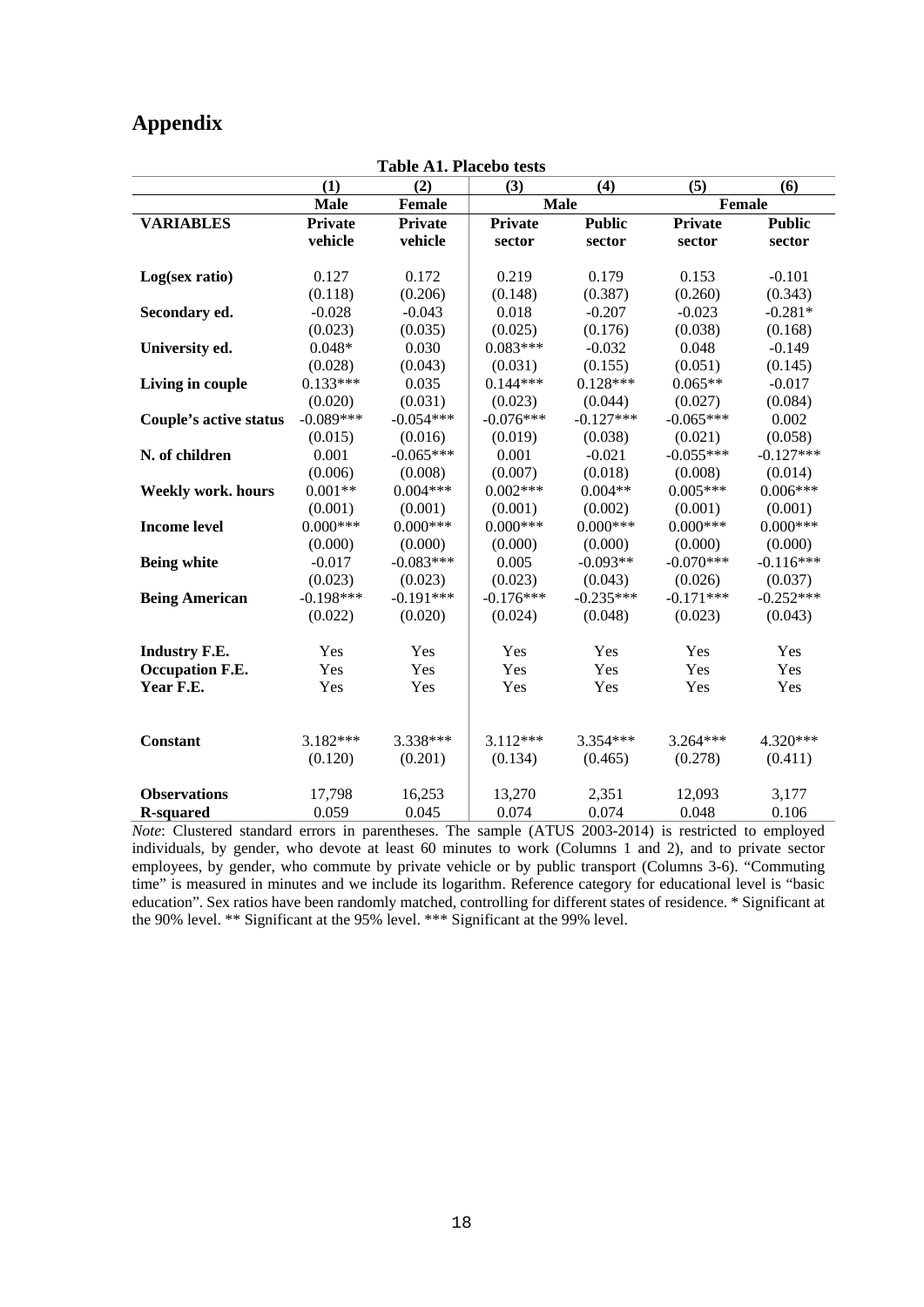# Appendix

**Table A1. Placebo tests**

| | (1) | (2) | (3) | (4) | (5) | (6) |
|---|---|---|---|---|---|---|
| | **Male** | **Female** | **Male** | | **Female** | |
| **VARIABLES** | **Private vehicle** | **Private vehicle** | **Private sector** | **Public sector** | **Private sector** | **Public sector** |
| **Log(sex ratio)** | 0.127 | 0.172 | 0.219 | 0.179 | 0.153 | -0.101 |
| | (0.118) | (0.206) | (0.148) | (0.387) | (0.260) | (0.343) |
| **Secondary ed.** | -0.028 | -0.043 | 0.018 | -0.207 | -0.023 | -0.281* |
| | (0.023) | (0.035) | (0.025) | (0.176) | (0.038) | (0.168) |
| **University ed.** | 0.048* | 0.030 | 0.083*** | -0.032 | 0.048 | -0.149 |
| | (0.028) | (0.043) | (0.031) | (0.155) | (0.051) | (0.145) |
| **Living in couple** | 0.133*** | 0.035 | 0.144*** | 0.128*** | 0.065** | -0.017 |
| | (0.020) | (0.031) | (0.023) | (0.044) | (0.027) | (0.084) |
| **Couple's active status** | -0.089*** | -0.054*** | -0.076*** | -0.127*** | -0.065*** | 0.002 |
| | (0.015) | (0.016) | (0.019) | (0.038) | (0.021) | (0.058) |
| **N. of children** | 0.001 | -0.065*** | 0.001 | -0.021 | -0.055*** | -0.127*** |
| | (0.006) | (0.008) | (0.007) | (0.018) | (0.008) | (0.014) |
| **Weekly work. hours** | 0.001** | 0.004*** | 0.002*** | 0.004** | 0.005*** | 0.006*** |
| | (0.001) | (0.001) | (0.001) | (0.002) | (0.001) | (0.001) |
| **Income level** | 0.000*** | 0.000*** | 0.000*** | 0.000*** | 0.000*** | 0.000*** |
| | (0.000) | (0.000) | (0.000) | (0.000) | (0.000) | (0.000) |
| **Being white** | -0.017 | -0.083*** | 0.005 | -0.093** | -0.070*** | -0.116*** |
| | (0.023) | (0.023) | (0.023) | (0.043) | (0.026) | (0.037) |
| **Being American** | -0.198*** | -0.191*** | -0.176*** | -0.235*** | -0.171*** | -0.252*** |
| | (0.022) | (0.020) | (0.024) | (0.048) | (0.023) | (0.043) |
| **Industry F.E.** | Yes | Yes | Yes | Yes | Yes | Yes |
| **Occupation F.E.** | Yes | Yes | Yes | Yes | Yes | Yes |
| **Year F.E.** | Yes | Yes | Yes | Yes | Yes | Yes |
| **Constant** | 3.182*** | 3.338*** | 3.112*** | 3.354*** | 3.264*** | 4.320*** |
| | (0.120) | (0.201) | (0.134) | (0.465) | (0.278) | (0.411) |
| **Observations** | 17,798 | 16,253 | 13,270 | 2,351 | 12,093 | 3,177 |
| **R-squared** | 0.059 | 0.045 | 0.074 | 0.074 | 0.048 | 0.106 |

*Note*: Clustered standard errors in parentheses. The sample (ATUS 2003-2014) is restricted to employed individuals, by gender, who devote at least 60 minutes to work (Columns 1 and 2), and to private sector employees, by gender, who commute by private vehicle or by public transport (Columns 3-6). "Commuting time" is measured in minutes and we include its logarithm. Reference category for educational level is "basic education". Sex ratios have been randomly matched, controlling for different states of residence. * Significant at the 90% level. ** Significant at the 95% level. *** Significant at the 99% level.